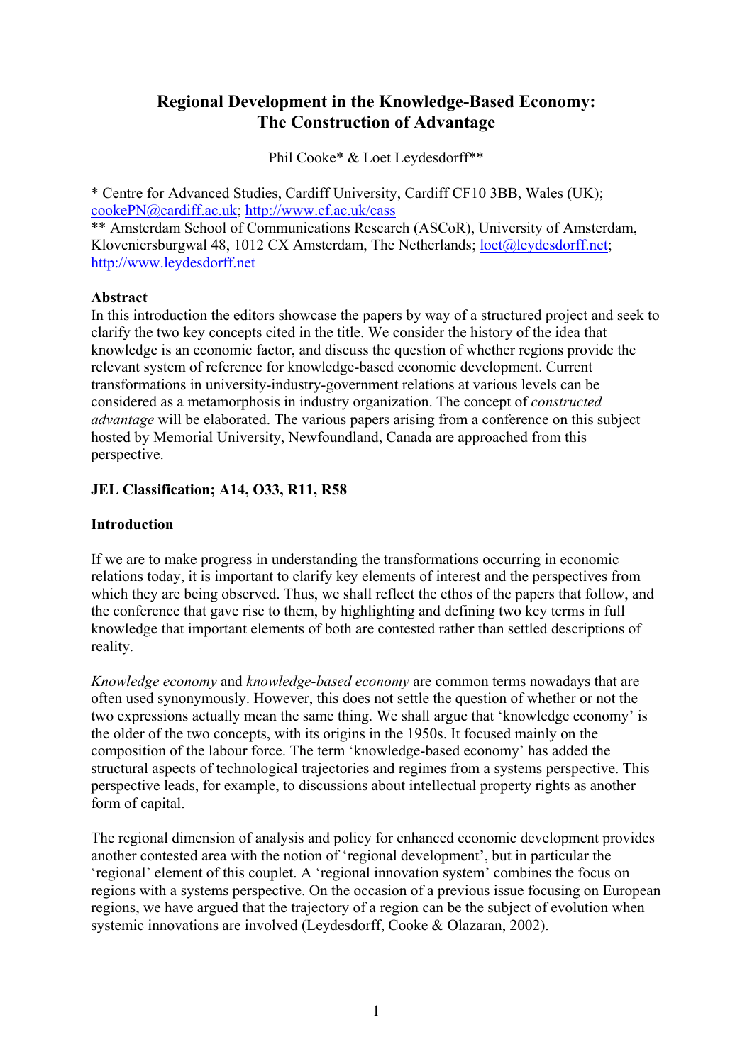# Regional Development in the Knowledge-Based Economy: The Construction of Advantage

Phil Cooke* & Loet Leydesdorff**

\* Centre for Advanced Studies, Cardiff University, Cardiff CF10 3BB, Wales (UK); cookePN@cardiff.ac.uk; http://www.cf.ac.uk/cass

** Amsterdam School of Communications Research (ASCoR), University of Amsterdam, Kloveniersburgwal 48, 1012 CX Amsterdam, The Netherlands; loet@leydesdorff.net; http://www.leydesdorff.net

**Abstract**

In this introduction the editors showcase the papers by way of a structured project and seek to clarify the two key concepts cited in the title. We consider the history of the idea that knowledge is an economic factor, and discuss the question of whether regions provide the relevant system of reference for knowledge-based economic development. Current transformations in university-industry-government relations at various levels can be considered as a metamorphosis in industry organization. The concept of *constructed advantage* will be elaborated. The various papers arising from a conference on this subject hosted by Memorial University, Newfoundland, Canada are approached from this perspective.

**JEL Classification; A14, O33, R11, R58**

## Introduction

If we are to make progress in understanding the transformations occurring in economic relations today, it is important to clarify key elements of interest and the perspectives from which they are being observed. Thus, we shall reflect the ethos of the papers that follow, and the conference that gave rise to them, by highlighting and defining two key terms in full knowledge that important elements of both are contested rather than settled descriptions of reality.

*Knowledge economy* and *knowledge-based economy* are common terms nowadays that are often used synonymously. However, this does not settle the question of whether or not the two expressions actually mean the same thing. We shall argue that 'knowledge economy' is the older of the two concepts, with its origins in the 1950s. It focused mainly on the composition of the labour force. The term 'knowledge-based economy' has added the structural aspects of technological trajectories and regimes from a systems perspective. This perspective leads, for example, to discussions about intellectual property rights as another form of capital.

The regional dimension of analysis and policy for enhanced economic development provides another contested area with the notion of 'regional development', but in particular the 'regional' element of this couplet. A 'regional innovation system' combines the focus on regions with a systems perspective. On the occasion of a previous issue focusing on European regions, we have argued that the trajectory of a region can be the subject of evolution when systemic innovations are involved (Leydesdorff, Cooke & Olazaran, 2002).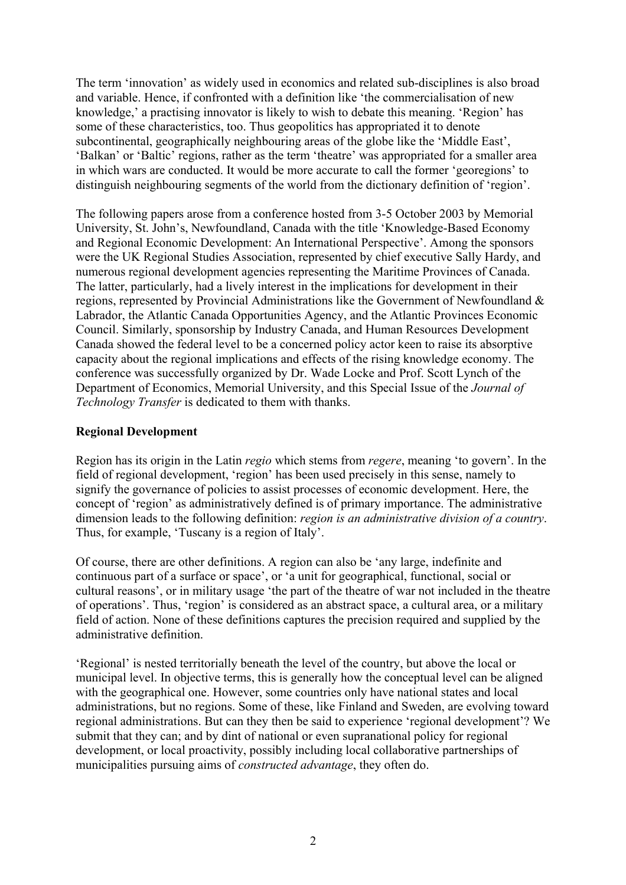The term 'innovation' as widely used in economics and related sub-disciplines is also broad and variable. Hence, if confronted with a definition like 'the commercialisation of new knowledge,' a practising innovator is likely to wish to debate this meaning. 'Region' has some of these characteristics, too. Thus geopolitics has appropriated it to denote subcontinental, geographically neighbouring areas of the globe like the 'Middle East', 'Balkan' or 'Baltic' regions, rather as the term 'theatre' was appropriated for a smaller area in which wars are conducted. It would be more accurate to call the former 'georegions' to distinguish neighbouring segments of the world from the dictionary definition of 'region'.

The following papers arose from a conference hosted from 3-5 October 2003 by Memorial University, St. John's, Newfoundland, Canada with the title 'Knowledge-Based Economy and Regional Economic Development: An International Perspective'. Among the sponsors were the UK Regional Studies Association, represented by chief executive Sally Hardy, and numerous regional development agencies representing the Maritime Provinces of Canada. The latter, particularly, had a lively interest in the implications for development in their regions, represented by Provincial Administrations like the Government of Newfoundland & Labrador, the Atlantic Canada Opportunities Agency, and the Atlantic Provinces Economic Council. Similarly, sponsorship by Industry Canada, and Human Resources Development Canada showed the federal level to be a concerned policy actor keen to raise its absorptive capacity about the regional implications and effects of the rising knowledge economy. The conference was successfully organized by Dr. Wade Locke and Prof. Scott Lynch of the Department of Economics, Memorial University, and this Special Issue of the *Journal of Technology Transfer* is dedicated to them with thanks.

## Regional Development

Region has its origin in the Latin *regio* which stems from *regere*, meaning 'to govern'. In the field of regional development, 'region' has been used precisely in this sense, namely to signify the governance of policies to assist processes of economic development. Here, the concept of 'region' as administratively defined is of primary importance. The administrative dimension leads to the following definition: *region is an administrative division of a country*. Thus, for example, 'Tuscany is a region of Italy'.

Of course, there are other definitions. A region can also be 'any large, indefinite and continuous part of a surface or space', or 'a unit for geographical, functional, social or cultural reasons', or in military usage 'the part of the theatre of war not included in the theatre of operations'. Thus, 'region' is considered as an abstract space, a cultural area, or a military field of action. None of these definitions captures the precision required and supplied by the administrative definition.

'Regional' is nested territorially beneath the level of the country, but above the local or municipal level. In objective terms, this is generally how the conceptual level can be aligned with the geographical one. However, some countries only have national states and local administrations, but no regions. Some of these, like Finland and Sweden, are evolving toward regional administrations. But can they then be said to experience 'regional development'? We submit that they can; and by dint of national or even supranational policy for regional development, or local proactivity, possibly including local collaborative partnerships of municipalities pursuing aims of *constructed advantage*, they often do.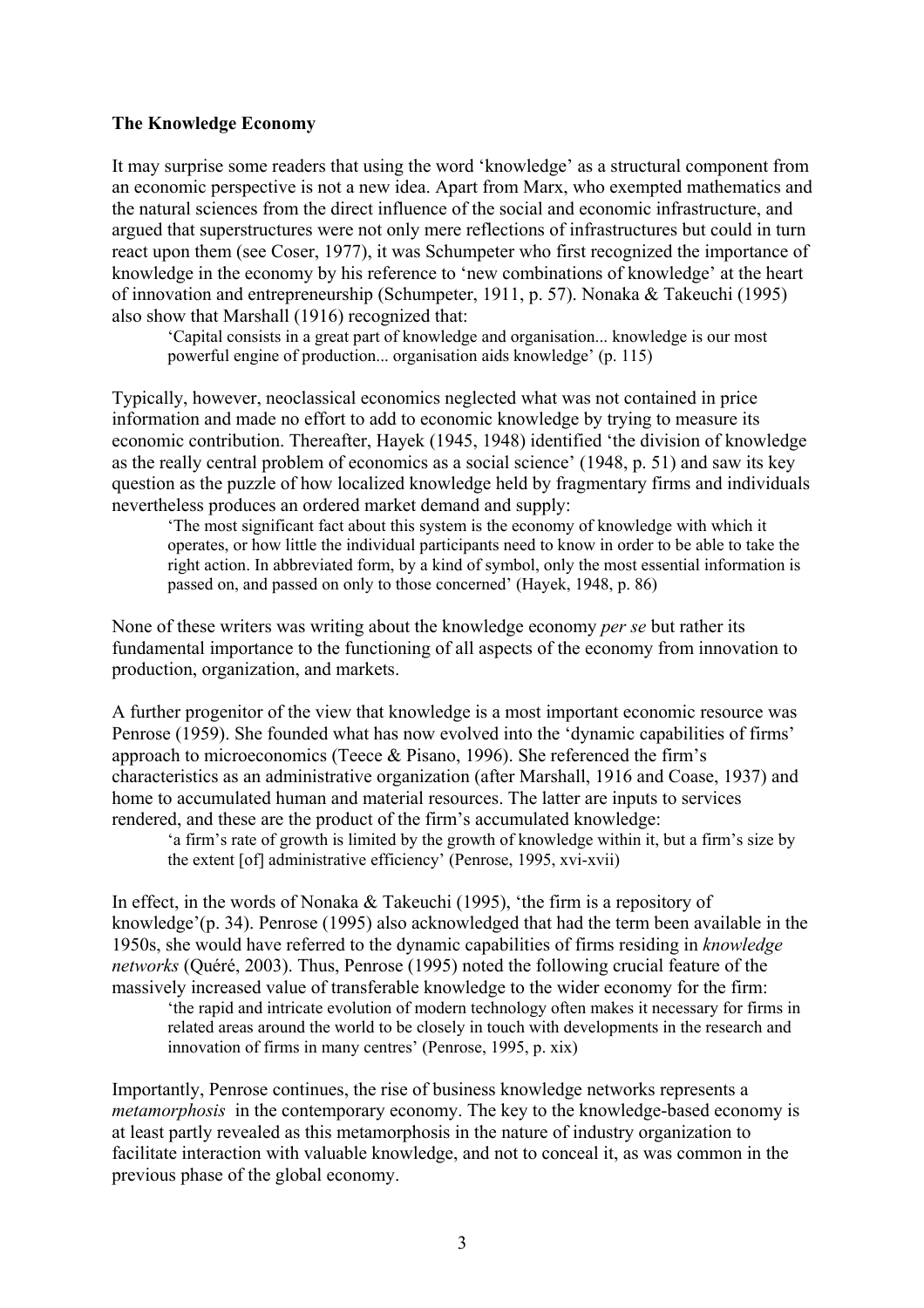**The Knowledge Economy**

It may surprise some readers that using the word 'knowledge' as a structural component from an economic perspective is not a new idea. Apart from Marx, who exempted mathematics and the natural sciences from the direct influence of the social and economic infrastructure, and argued that superstructures were not only mere reflections of infrastructures but could in turn react upon them (see Coser, 1977), it was Schumpeter who first recognized the importance of knowledge in the economy by his reference to 'new combinations of knowledge' at the heart of innovation and entrepreneurship (Schumpeter, 1911, p. 57). Nonaka & Takeuchi (1995) also show that Marshall (1916) recognized that:

> 'Capital consists in a great part of knowledge and organisation... knowledge is our most powerful engine of production... organisation aids knowledge' (p. 115)

Typically, however, neoclassical economics neglected what was not contained in price information and made no effort to add to economic knowledge by trying to measure its economic contribution. Thereafter, Hayek (1945, 1948) identified 'the division of knowledge as the really central problem of economics as a social science' (1948, p. 51) and saw its key question as the puzzle of how localized knowledge held by fragmentary firms and individuals nevertheless produces an ordered market demand and supply:

> 'The most significant fact about this system is the economy of knowledge with which it operates, or how little the individual participants need to know in order to be able to take the right action. In abbreviated form, by a kind of symbol, only the most essential information is passed on, and passed on only to those concerned' (Hayek, 1948, p. 86)

None of these writers was writing about the knowledge economy *per se* but rather its fundamental importance to the functioning of all aspects of the economy from innovation to production, organization, and markets.

A further progenitor of the view that knowledge is a most important economic resource was Penrose (1959). She founded what has now evolved into the 'dynamic capabilities of firms' approach to microeconomics (Teece & Pisano, 1996). She referenced the firm's characteristics as an administrative organization (after Marshall, 1916 and Coase, 1937) and home to accumulated human and material resources. The latter are inputs to services rendered, and these are the product of the firm's accumulated knowledge:

> 'a firm's rate of growth is limited by the growth of knowledge within it, but a firm's size by the extent [of] administrative efficiency' (Penrose, 1995, xvi-xvii)

In effect, in the words of Nonaka & Takeuchi (1995), 'the firm is a repository of knowledge'(p. 34). Penrose (1995) also acknowledged that had the term been available in the 1950s, she would have referred to the dynamic capabilities of firms residing in *knowledge networks* (Quéré, 2003). Thus, Penrose (1995) noted the following crucial feature of the massively increased value of transferable knowledge to the wider economy for the firm:

> 'the rapid and intricate evolution of modern technology often makes it necessary for firms in related areas around the world to be closely in touch with developments in the research and innovation of firms in many centres' (Penrose, 1995, p. xix)

Importantly, Penrose continues, the rise of business knowledge networks represents a *metamorphosis* in the contemporary economy. The key to the knowledge-based economy is at least partly revealed as this metamorphosis in the nature of industry organization to facilitate interaction with valuable knowledge, and not to conceal it, as was common in the previous phase of the global economy.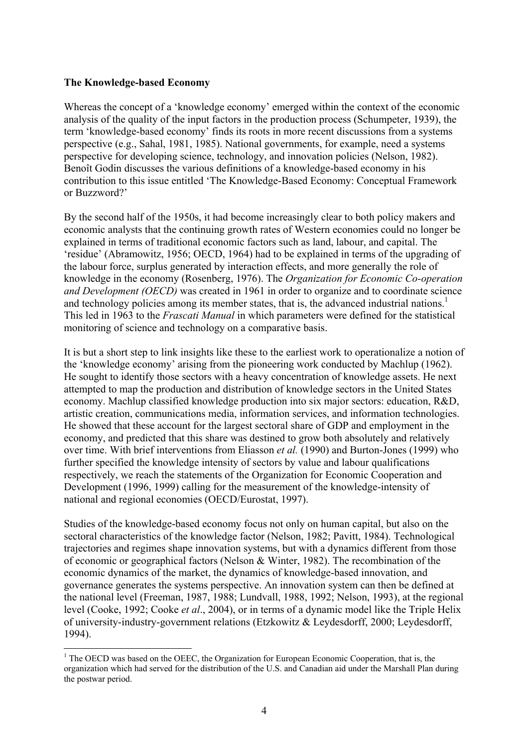**The Knowledge-based Economy**

Whereas the concept of a 'knowledge economy' emerged within the context of the economic analysis of the quality of the input factors in the production process (Schumpeter, 1939), the term 'knowledge-based economy' finds its roots in more recent discussions from a systems perspective (e.g., Sahal, 1981, 1985). National governments, for example, need a systems perspective for developing science, technology, and innovation policies (Nelson, 1982). Benoît Godin discusses the various definitions of a knowledge-based economy in his contribution to this issue entitled 'The Knowledge-Based Economy: Conceptual Framework or Buzzword?'

By the second half of the 1950s, it had become increasingly clear to both policy makers and economic analysts that the continuing growth rates of Western economies could no longer be explained in terms of traditional economic factors such as land, labour, and capital. The 'residue' (Abramowitz, 1956; OECD, 1964) had to be explained in terms of the upgrading of the labour force, surplus generated by interaction effects, and more generally the role of knowledge in the economy (Rosenberg, 1976). The *Organization for Economic Co-operation and Development (OECD)* was created in 1961 in order to organize and to coordinate science and technology policies among its member states, that is, the advanced industrial nations.[1] This led in 1963 to the *Frascati Manual* in which parameters were defined for the statistical monitoring of science and technology on a comparative basis.

It is but a short step to link insights like these to the earliest work to operationalize a notion of the 'knowledge economy' arising from the pioneering work conducted by Machlup (1962). He sought to identify those sectors with a heavy concentration of knowledge assets. He next attempted to map the production and distribution of knowledge sectors in the United States economy. Machlup classified knowledge production into six major sectors: education, R&D, artistic creation, communications media, information services, and information technologies. He showed that these account for the largest sectoral share of GDP and employment in the economy, and predicted that this share was destined to grow both absolutely and relatively over time. With brief interventions from Eliasson *et al.* (1990) and Burton-Jones (1999) who further specified the knowledge intensity of sectors by value and labour qualifications respectively, we reach the statements of the Organization for Economic Cooperation and Development (1996, 1999) calling for the measurement of the knowledge-intensity of national and regional economies (OECD/Eurostat, 1997).

Studies of the knowledge-based economy focus not only on human capital, but also on the sectoral characteristics of the knowledge factor (Nelson, 1982; Pavitt, 1984). Technological trajectories and regimes shape innovation systems, but with a dynamics different from those of economic or geographical factors (Nelson & Winter, 1982). The recombination of the economic dynamics of the market, the dynamics of knowledge-based innovation, and governance generates the systems perspective. An innovation system can then be defined at the national level (Freeman, 1987, 1988; Lundvall, 1988, 1992; Nelson, 1993), at the regional level (Cooke, 1992; Cooke *et al*., 2004), or in terms of a dynamic model like the Triple Helix of university-industry-government relations (Etzkowitz & Leydesdorff, 2000; Leydesdorff, 1994).

[1] The OECD was based on the OEEC, the Organization for European Economic Cooperation, that is, the organization which had served for the distribution of the U.S. and Canadian aid under the Marshall Plan during the postwar period.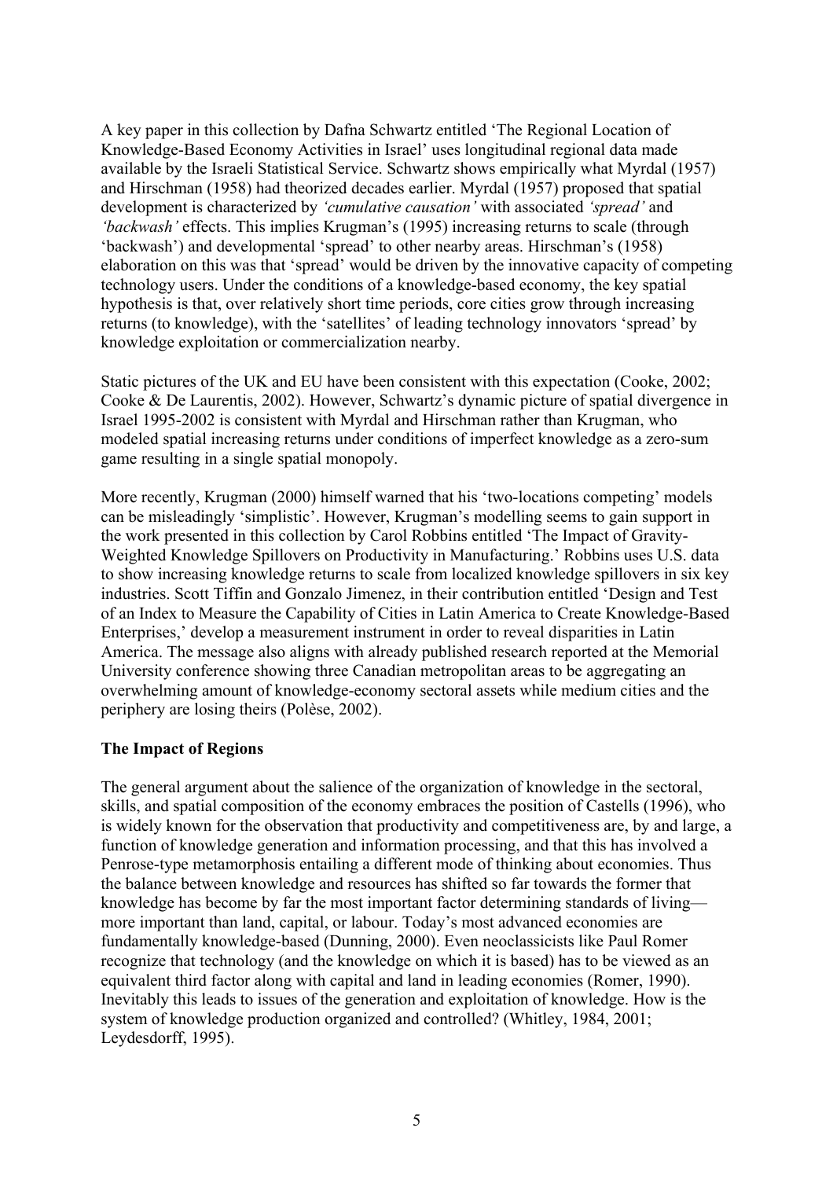A key paper in this collection by Dafna Schwartz entitled 'The Regional Location of Knowledge-Based Economy Activities in Israel' uses longitudinal regional data made available by the Israeli Statistical Service. Schwartz shows empirically what Myrdal (1957) and Hirschman (1958) had theorized decades earlier. Myrdal (1957) proposed that spatial development is characterized by *'cumulative causation'* with associated *'spread'* and *'backwash'* effects. This implies Krugman's (1995) increasing returns to scale (through 'backwash') and developmental 'spread' to other nearby areas. Hirschman's (1958) elaboration on this was that 'spread' would be driven by the innovative capacity of competing technology users. Under the conditions of a knowledge-based economy, the key spatial hypothesis is that, over relatively short time periods, core cities grow through increasing returns (to knowledge), with the 'satellites' of leading technology innovators 'spread' by knowledge exploitation or commercialization nearby.

Static pictures of the UK and EU have been consistent with this expectation (Cooke, 2002; Cooke & De Laurentis, 2002). However, Schwartz's dynamic picture of spatial divergence in Israel 1995-2002 is consistent with Myrdal and Hirschman rather than Krugman, who modeled spatial increasing returns under conditions of imperfect knowledge as a zero-sum game resulting in a single spatial monopoly.

More recently, Krugman (2000) himself warned that his 'two-locations competing' models can be misleadingly 'simplistic'. However, Krugman's modelling seems to gain support in the work presented in this collection by Carol Robbins entitled 'The Impact of Gravity-Weighted Knowledge Spillovers on Productivity in Manufacturing.' Robbins uses U.S. data to show increasing knowledge returns to scale from localized knowledge spillovers in six key industries. Scott Tiffin and Gonzalo Jimenez, in their contribution entitled 'Design and Test of an Index to Measure the Capability of Cities in Latin America to Create Knowledge-Based Enterprises,' develop a measurement instrument in order to reveal disparities in Latin America. The message also aligns with already published research reported at the Memorial University conference showing three Canadian metropolitan areas to be aggregating an overwhelming amount of knowledge-economy sectoral assets while medium cities and the periphery are losing theirs (Polèse, 2002).

## The Impact of Regions

The general argument about the salience of the organization of knowledge in the sectoral, skills, and spatial composition of the economy embraces the position of Castells (1996), who is widely known for the observation that productivity and competitiveness are, by and large, a function of knowledge generation and information processing, and that this has involved a Penrose-type metamorphosis entailing a different mode of thinking about economies. Thus the balance between knowledge and resources has shifted so far towards the former that knowledge has become by far the most important factor determining standards of living—more important than land, capital, or labour. Today's most advanced economies are fundamentally knowledge-based (Dunning, 2000). Even neoclassicists like Paul Romer recognize that technology (and the knowledge on which it is based) has to be viewed as an equivalent third factor along with capital and land in leading economies (Romer, 1990). Inevitably this leads to issues of the generation and exploitation of knowledge. How is the system of knowledge production organized and controlled? (Whitley, 1984, 2001; Leydesdorff, 1995).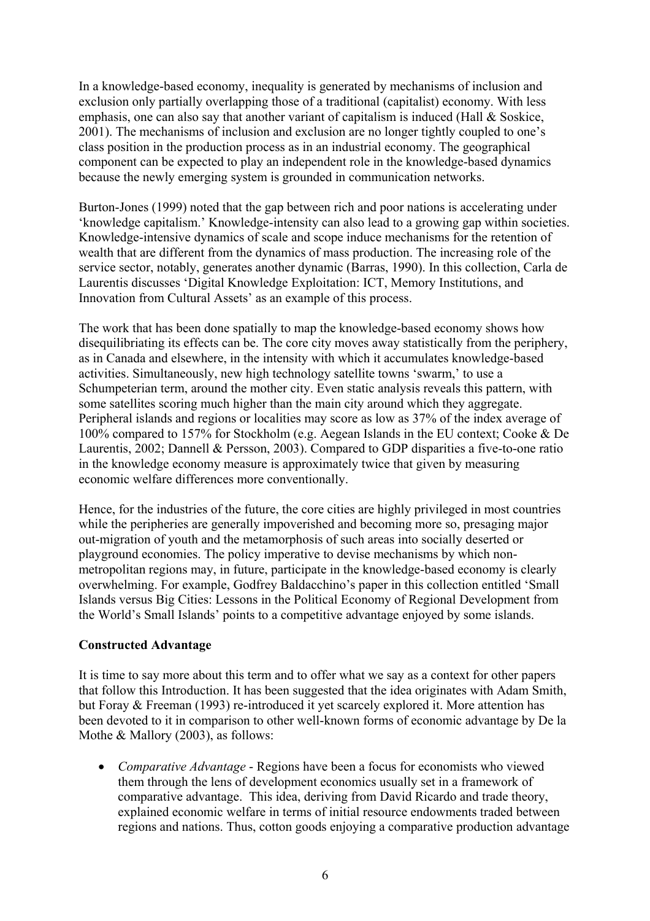In a knowledge-based economy, inequality is generated by mechanisms of inclusion and exclusion only partially overlapping those of a traditional (capitalist) economy. With less emphasis, one can also say that another variant of capitalism is induced (Hall & Soskice, 2001). The mechanisms of inclusion and exclusion are no longer tightly coupled to one's class position in the production process as in an industrial economy. The geographical component can be expected to play an independent role in the knowledge-based dynamics because the newly emerging system is grounded in communication networks.

Burton-Jones (1999) noted that the gap between rich and poor nations is accelerating under 'knowledge capitalism.' Knowledge-intensity can also lead to a growing gap within societies. Knowledge-intensive dynamics of scale and scope induce mechanisms for the retention of wealth that are different from the dynamics of mass production. The increasing role of the service sector, notably, generates another dynamic (Barras, 1990). In this collection, Carla de Laurentis discusses 'Digital Knowledge Exploitation: ICT, Memory Institutions, and Innovation from Cultural Assets' as an example of this process.

The work that has been done spatially to map the knowledge-based economy shows how disequilibriating its effects can be. The core city moves away statistically from the periphery, as in Canada and elsewhere, in the intensity with which it accumulates knowledge-based activities. Simultaneously, new high technology satellite towns 'swarm,' to use a Schumpeterian term, around the mother city. Even static analysis reveals this pattern, with some satellites scoring much higher than the main city around which they aggregate. Peripheral islands and regions or localities may score as low as 37% of the index average of 100% compared to 157% for Stockholm (e.g. Aegean Islands in the EU context; Cooke & De Laurentis, 2002; Dannell & Persson, 2003). Compared to GDP disparities a five-to-one ratio in the knowledge economy measure is approximately twice that given by measuring economic welfare differences more conventionally.

Hence, for the industries of the future, the core cities are highly privileged in most countries while the peripheries are generally impoverished and becoming more so, presaging major out-migration of youth and the metamorphosis of such areas into socially deserted or playground economies. The policy imperative to devise mechanisms by which non-metropolitan regions may, in future, participate in the knowledge-based economy is clearly overwhelming. For example, Godfrey Baldacchino's paper in this collection entitled 'Small Islands versus Big Cities: Lessons in the Political Economy of Regional Development from the World's Small Islands' points to a competitive advantage enjoyed by some islands.

## Constructed Advantage

It is time to say more about this term and to offer what we say as a context for other papers that follow this Introduction. It has been suggested that the idea originates with Adam Smith, but Foray & Freeman (1993) re-introduced it yet scarcely explored it. More attention has been devoted to it in comparison to other well-known forms of economic advantage by De la Mothe & Mallory (2003), as follows:

- *Comparative Advantage* - Regions have been a focus for economists who viewed them through the lens of development economics usually set in a framework of comparative advantage. This idea, deriving from David Ricardo and trade theory, explained economic welfare in terms of initial resource endowments traded between regions and nations. Thus, cotton goods enjoying a comparative production advantage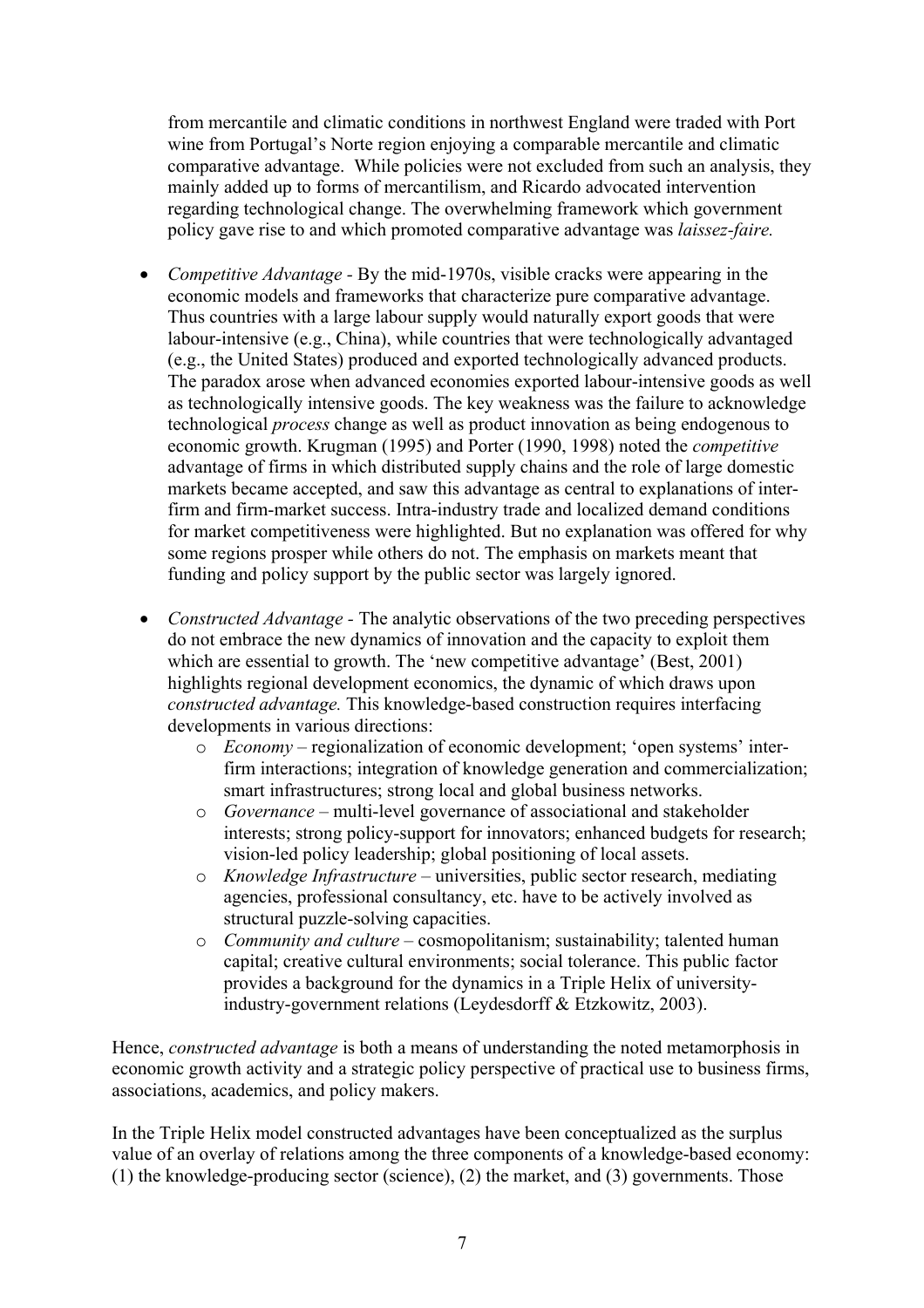from mercantile and climatic conditions in northwest England were traded with Port wine from Portugal's Norte region enjoying a comparable mercantile and climatic comparative advantage. While policies were not excluded from such an analysis, they mainly added up to forms of mercantilism, and Ricardo advocated intervention regarding technological change. The overwhelming framework which government policy gave rise to and which promoted comparative advantage was *laissez-faire.*

- *Competitive Advantage* - By the mid-1970s, visible cracks were appearing in the economic models and frameworks that characterize pure comparative advantage. Thus countries with a large labour supply would naturally export goods that were labour-intensive (e.g., China), while countries that were technologically advantaged (e.g., the United States) produced and exported technologically advanced products. The paradox arose when advanced economies exported labour-intensive goods as well as technologically intensive goods. The key weakness was the failure to acknowledge technological *process* change as well as product innovation as being endogenous to economic growth. Krugman (1995) and Porter (1990, 1998) noted the *competitive* advantage of firms in which distributed supply chains and the role of large domestic markets became accepted, and saw this advantage as central to explanations of inter-firm and firm-market success. Intra-industry trade and localized demand conditions for market competitiveness were highlighted. But no explanation was offered for why some regions prosper while others do not. The emphasis on markets meant that funding and policy support by the public sector was largely ignored.

- *Constructed Advantage* - The analytic observations of the two preceding perspectives do not embrace the new dynamics of innovation and the capacity to exploit them which are essential to growth. The 'new competitive advantage' (Best, 2001) highlights regional development economics, the dynamic of which draws upon *constructed advantage.* This knowledge-based construction requires interfacing developments in various directions:
  - *Economy* – regionalization of economic development; 'open systems' inter-firm interactions; integration of knowledge generation and commercialization; smart infrastructures; strong local and global business networks.
  - *Governance* – multi-level governance of associational and stakeholder interests; strong policy-support for innovators; enhanced budgets for research; vision-led policy leadership; global positioning of local assets.
  - *Knowledge Infrastructure* – universities, public sector research, mediating agencies, professional consultancy, etc. have to be actively involved as structural puzzle-solving capacities.
  - *Community and culture* – cosmopolitanism; sustainability; talented human capital; creative cultural environments; social tolerance. This public factor provides a background for the dynamics in a Triple Helix of university-industry-government relations (Leydesdorff & Etzkowitz, 2003).

Hence, *constructed advantage* is both a means of understanding the noted metamorphosis in economic growth activity and a strategic policy perspective of practical use to business firms, associations, academics, and policy makers.

In the Triple Helix model constructed advantages have been conceptualized as the surplus value of an overlay of relations among the three components of a knowledge-based economy: (1) the knowledge-producing sector (science), (2) the market, and (3) governments. Those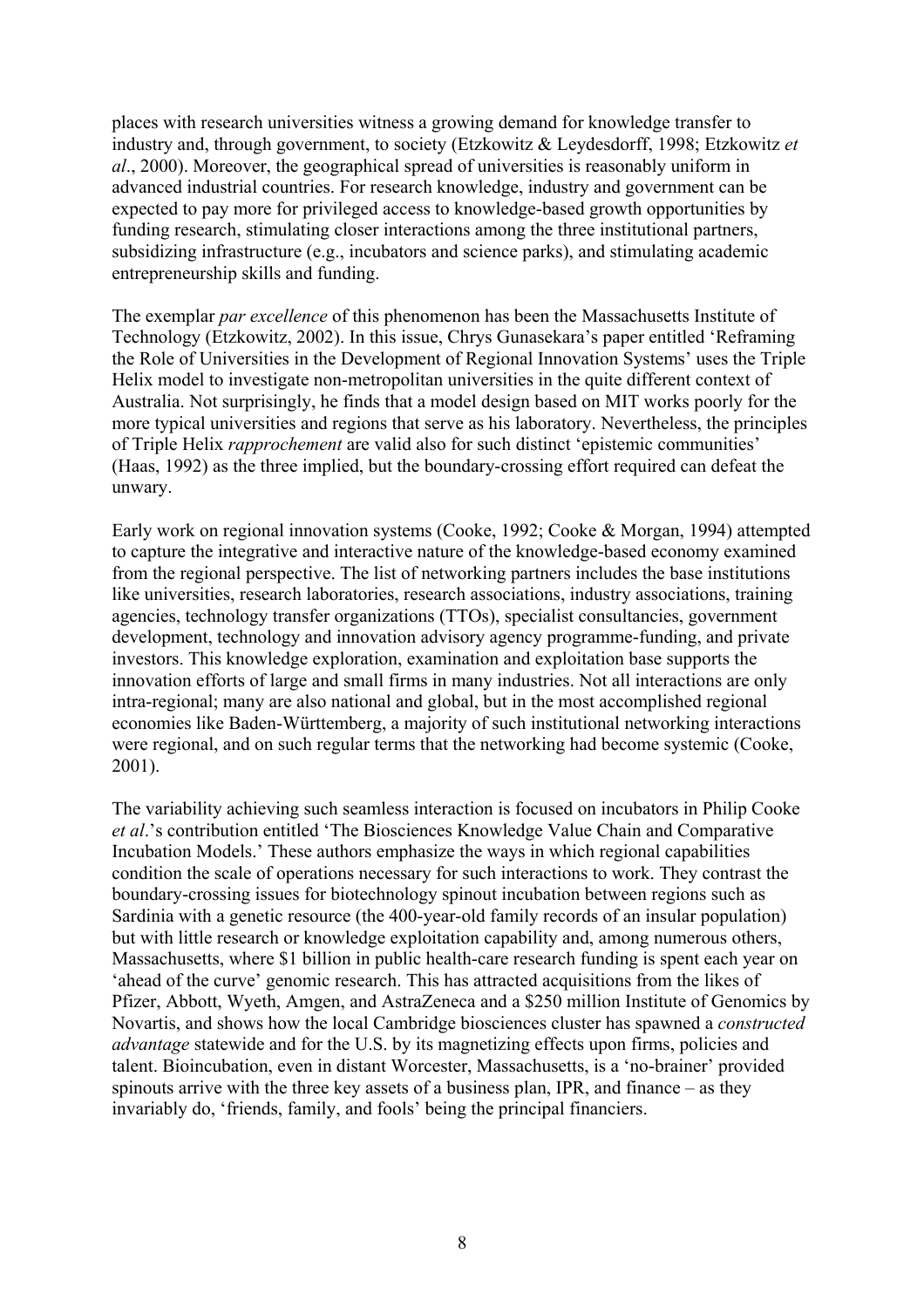places with research universities witness a growing demand for knowledge transfer to industry and, through government, to society (Etzkowitz & Leydesdorff, 1998; Etzkowitz *et al*., 2000). Moreover, the geographical spread of universities is reasonably uniform in advanced industrial countries. For research knowledge, industry and government can be expected to pay more for privileged access to knowledge-based growth opportunities by funding research, stimulating closer interactions among the three institutional partners, subsidizing infrastructure (e.g., incubators and science parks), and stimulating academic entrepreneurship skills and funding.

The exemplar *par excellence* of this phenomenon has been the Massachusetts Institute of Technology (Etzkowitz, 2002). In this issue, Chrys Gunasekara's paper entitled 'Reframing the Role of Universities in the Development of Regional Innovation Systems' uses the Triple Helix model to investigate non-metropolitan universities in the quite different context of Australia. Not surprisingly, he finds that a model design based on MIT works poorly for the more typical universities and regions that serve as his laboratory. Nevertheless, the principles of Triple Helix *rapprochement* are valid also for such distinct 'epistemic communities' (Haas, 1992) as the three implied, but the boundary-crossing effort required can defeat the unwary.

Early work on regional innovation systems (Cooke, 1992; Cooke & Morgan, 1994) attempted to capture the integrative and interactive nature of the knowledge-based economy examined from the regional perspective. The list of networking partners includes the base institutions like universities, research laboratories, research associations, industry associations, training agencies, technology transfer organizations (TTOs), specialist consultancies, government development, technology and innovation advisory agency programme-funding, and private investors. This knowledge exploration, examination and exploitation base supports the innovation efforts of large and small firms in many industries. Not all interactions are only intra-regional; many are also national and global, but in the most accomplished regional economies like Baden-Württemberg, a majority of such institutional networking interactions were regional, and on such regular terms that the networking had become systemic (Cooke, 2001).

The variability achieving such seamless interaction is focused on incubators in Philip Cooke *et al*.'s contribution entitled 'The Biosciences Knowledge Value Chain and Comparative Incubation Models.' These authors emphasize the ways in which regional capabilities condition the scale of operations necessary for such interactions to work. They contrast the boundary-crossing issues for biotechnology spinout incubation between regions such as Sardinia with a genetic resource (the 400-year-old family records of an insular population) but with little research or knowledge exploitation capability and, among numerous others, Massachusetts, where $1 billion in public health-care research funding is spent each year on 'ahead of the curve' genomic research. This has attracted acquisitions from the likes of Pfizer, Abbott, Wyeth, Amgen, and AstraZeneca and a $250 million Institute of Genomics by Novartis, and shows how the local Cambridge biosciences cluster has spawned a *constructed advantage* statewide and for the U.S. by its magnetizing effects upon firms, policies and talent. Bioincubation, even in distant Worcester, Massachusetts, is a 'no-brainer' provided spinouts arrive with the three key assets of a business plan, IPR, and finance – as they invariably do, 'friends, family, and fools' being the principal financiers.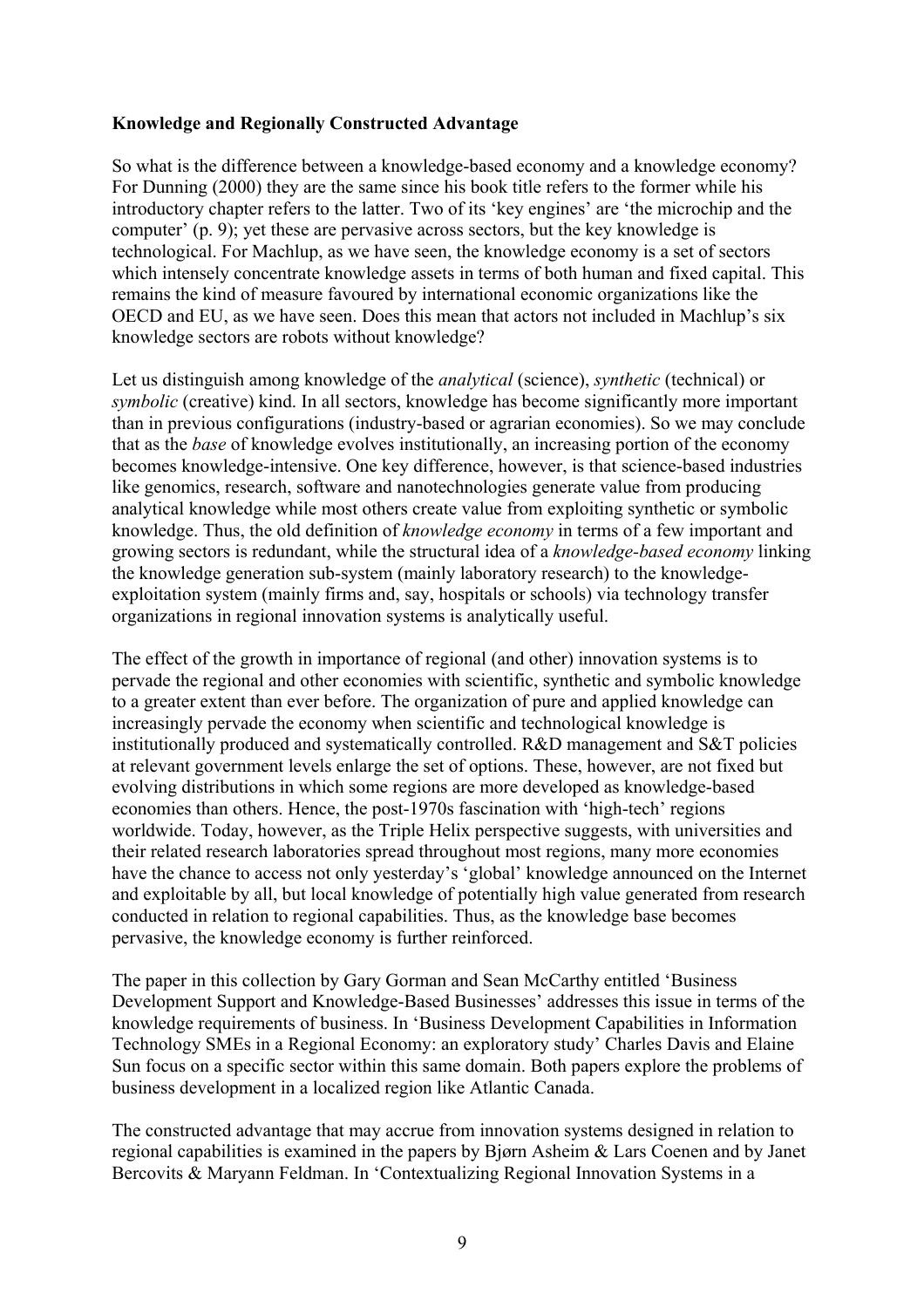**Knowledge and Regionally Constructed Advantage**

So what is the difference between a knowledge-based economy and a knowledge economy? For Dunning (2000) they are the same since his book title refers to the former while his introductory chapter refers to the latter. Two of its 'key engines' are 'the microchip and the computer' (p. 9); yet these are pervasive across sectors, but the key knowledge is technological. For Machlup, as we have seen, the knowledge economy is a set of sectors which intensely concentrate knowledge assets in terms of both human and fixed capital. This remains the kind of measure favoured by international economic organizations like the OECD and EU, as we have seen. Does this mean that actors not included in Machlup's six knowledge sectors are robots without knowledge?

Let us distinguish among knowledge of the *analytical* (science), *synthetic* (technical) or *symbolic* (creative) kind. In all sectors, knowledge has become significantly more important than in previous configurations (industry-based or agrarian economies). So we may conclude that as the *base* of knowledge evolves institutionally, an increasing portion of the economy becomes knowledge-intensive. One key difference, however, is that science-based industries like genomics, research, software and nanotechnologies generate value from producing analytical knowledge while most others create value from exploiting synthetic or symbolic knowledge. Thus, the old definition of *knowledge economy* in terms of a few important and growing sectors is redundant, while the structural idea of a *knowledge-based economy* linking the knowledge generation sub-system (mainly laboratory research) to the knowledge-exploitation system (mainly firms and, say, hospitals or schools) via technology transfer organizations in regional innovation systems is analytically useful.

The effect of the growth in importance of regional (and other) innovation systems is to pervade the regional and other economies with scientific, synthetic and symbolic knowledge to a greater extent than ever before. The organization of pure and applied knowledge can increasingly pervade the economy when scientific and technological knowledge is institutionally produced and systematically controlled. R&D management and S&T policies at relevant government levels enlarge the set of options. These, however, are not fixed but evolving distributions in which some regions are more developed as knowledge-based economies than others. Hence, the post-1970s fascination with 'high-tech' regions worldwide. Today, however, as the Triple Helix perspective suggests, with universities and their related research laboratories spread throughout most regions, many more economies have the chance to access not only yesterday's 'global' knowledge announced on the Internet and exploitable by all, but local knowledge of potentially high value generated from research conducted in relation to regional capabilities. Thus, as the knowledge base becomes pervasive, the knowledge economy is further reinforced.

The paper in this collection by Gary Gorman and Sean McCarthy entitled 'Business Development Support and Knowledge-Based Businesses' addresses this issue in terms of the knowledge requirements of business. In 'Business Development Capabilities in Information Technology SMEs in a Regional Economy: an exploratory study' Charles Davis and Elaine Sun focus on a specific sector within this same domain. Both papers explore the problems of business development in a localized region like Atlantic Canada.

The constructed advantage that may accrue from innovation systems designed in relation to regional capabilities is examined in the papers by Bjørn Asheim & Lars Coenen and by Janet Bercovits & Maryann Feldman. In 'Contextualizing Regional Innovation Systems in a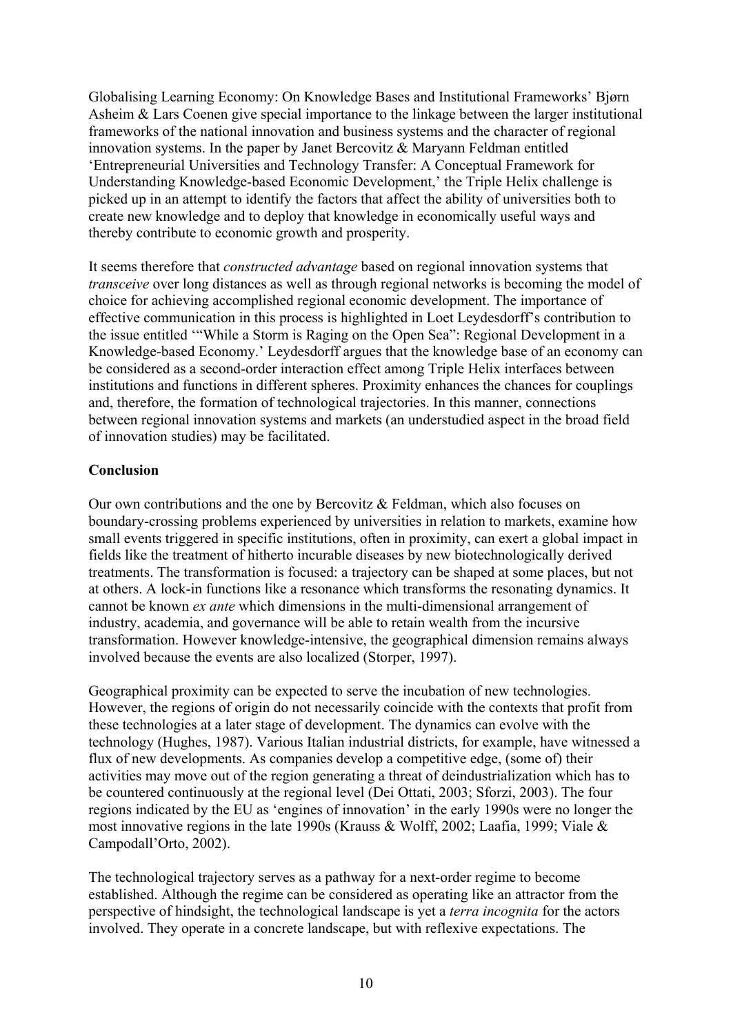Globalising Learning Economy: On Knowledge Bases and Institutional Frameworks' Bjørn Asheim & Lars Coenen give special importance to the linkage between the larger institutional frameworks of the national innovation and business systems and the character of regional innovation systems. In the paper by Janet Bercovitz & Maryann Feldman entitled 'Entrepreneurial Universities and Technology Transfer: A Conceptual Framework for Understanding Knowledge-based Economic Development,' the Triple Helix challenge is picked up in an attempt to identify the factors that affect the ability of universities both to create new knowledge and to deploy that knowledge in economically useful ways and thereby contribute to economic growth and prosperity.

It seems therefore that *constructed advantage* based on regional innovation systems that *transceive* over long distances as well as through regional networks is becoming the model of choice for achieving accomplished regional economic development. The importance of effective communication in this process is highlighted in Loet Leydesdorff's contribution to the issue entitled '"While a Storm is Raging on the Open Sea": Regional Development in a Knowledge-based Economy.' Leydesdorff argues that the knowledge base of an economy can be considered as a second-order interaction effect among Triple Helix interfaces between institutions and functions in different spheres. Proximity enhances the chances for couplings and, therefore, the formation of technological trajectories. In this manner, connections between regional innovation systems and markets (an understudied aspect in the broad field of innovation studies) may be facilitated.

**Conclusion**

Our own contributions and the one by Bercovitz & Feldman, which also focuses on boundary-crossing problems experienced by universities in relation to markets, examine how small events triggered in specific institutions, often in proximity, can exert a global impact in fields like the treatment of hitherto incurable diseases by new biotechnologically derived treatments. The transformation is focused: a trajectory can be shaped at some places, but not at others. A lock-in functions like a resonance which transforms the resonating dynamics. It cannot be known *ex ante* which dimensions in the multi-dimensional arrangement of industry, academia, and governance will be able to retain wealth from the incursive transformation. However knowledge-intensive, the geographical dimension remains always involved because the events are also localized (Storper, 1997).

Geographical proximity can be expected to serve the incubation of new technologies. However, the regions of origin do not necessarily coincide with the contexts that profit from these technologies at a later stage of development. The dynamics can evolve with the technology (Hughes, 1987). Various Italian industrial districts, for example, have witnessed a flux of new developments. As companies develop a competitive edge, (some of) their activities may move out of the region generating a threat of deindustrialization which has to be countered continuously at the regional level (Dei Ottati, 2003; Sforzi, 2003). The four regions indicated by the EU as 'engines of innovation' in the early 1990s were no longer the most innovative regions in the late 1990s (Krauss & Wolff, 2002; Laafia, 1999; Viale & Campodall'Orto, 2002).

The technological trajectory serves as a pathway for a next-order regime to become established. Although the regime can be considered as operating like an attractor from the perspective of hindsight, the technological landscape is yet a *terra incognita* for the actors involved. They operate in a concrete landscape, but with reflexive expectations. The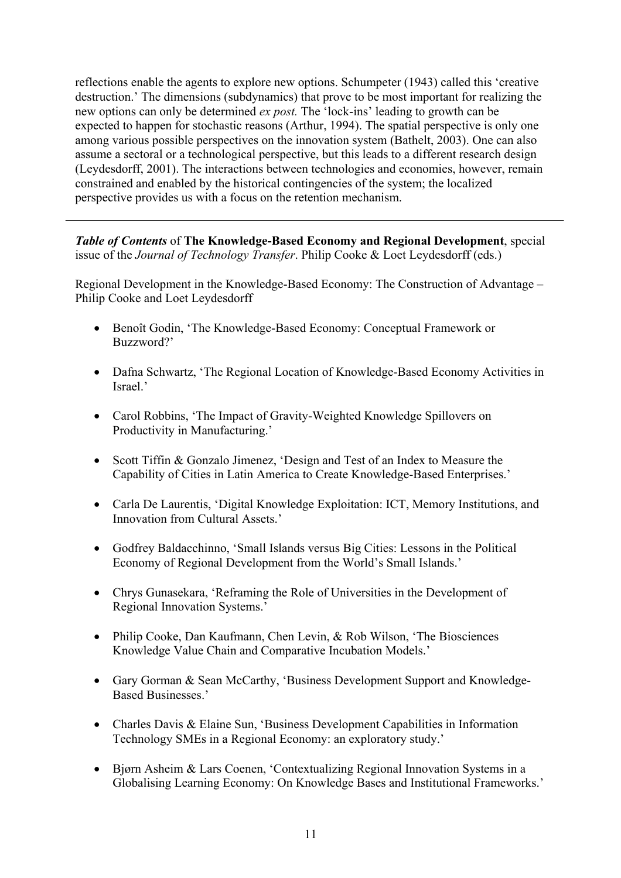reflections enable the agents to explore new options. Schumpeter (1943) called this 'creative destruction.' The dimensions (subdynamics) that prove to be most important for realizing the new options can only be determined *ex post.* The 'lock-ins' leading to growth can be expected to happen for stochastic reasons (Arthur, 1994). The spatial perspective is only one among various possible perspectives on the innovation system (Bathelt, 2003). One can also assume a sectoral or a technological perspective, but this leads to a different research design (Leydesdorff, 2001). The interactions between technologies and economies, however, remain constrained and enabled by the historical contingencies of the system; the localized perspective provides us with a focus on the retention mechanism.

---

***Table of Contents*** of **The Knowledge-Based Economy and Regional Development**, special issue of the *Journal of Technology Transfer*. Philip Cooke & Loet Leydesdorff (eds.)

Regional Development in the Knowledge-Based Economy: The Construction of Advantage – Philip Cooke and Loet Leydesdorff

- Benoît Godin, 'The Knowledge-Based Economy: Conceptual Framework or Buzzword?'
- Dafna Schwartz, 'The Regional Location of Knowledge-Based Economy Activities in Israel.'
- Carol Robbins, 'The Impact of Gravity-Weighted Knowledge Spillovers on Productivity in Manufacturing.'
- Scott Tiffin & Gonzalo Jimenez, 'Design and Test of an Index to Measure the Capability of Cities in Latin America to Create Knowledge-Based Enterprises.'
- Carla De Laurentis, 'Digital Knowledge Exploitation: ICT, Memory Institutions, and Innovation from Cultural Assets.'
- Godfrey Baldacchinno, 'Small Islands versus Big Cities: Lessons in the Political Economy of Regional Development from the World's Small Islands.'
- Chrys Gunasekara, 'Reframing the Role of Universities in the Development of Regional Innovation Systems.'
- Philip Cooke, Dan Kaufmann, Chen Levin, & Rob Wilson, 'The Biosciences Knowledge Value Chain and Comparative Incubation Models.'
- Gary Gorman & Sean McCarthy, 'Business Development Support and Knowledge-Based Businesses.'
- Charles Davis & Elaine Sun, 'Business Development Capabilities in Information Technology SMEs in a Regional Economy: an exploratory study.'
- Bjørn Asheim & Lars Coenen, 'Contextualizing Regional Innovation Systems in a Globalising Learning Economy: On Knowledge Bases and Institutional Frameworks.'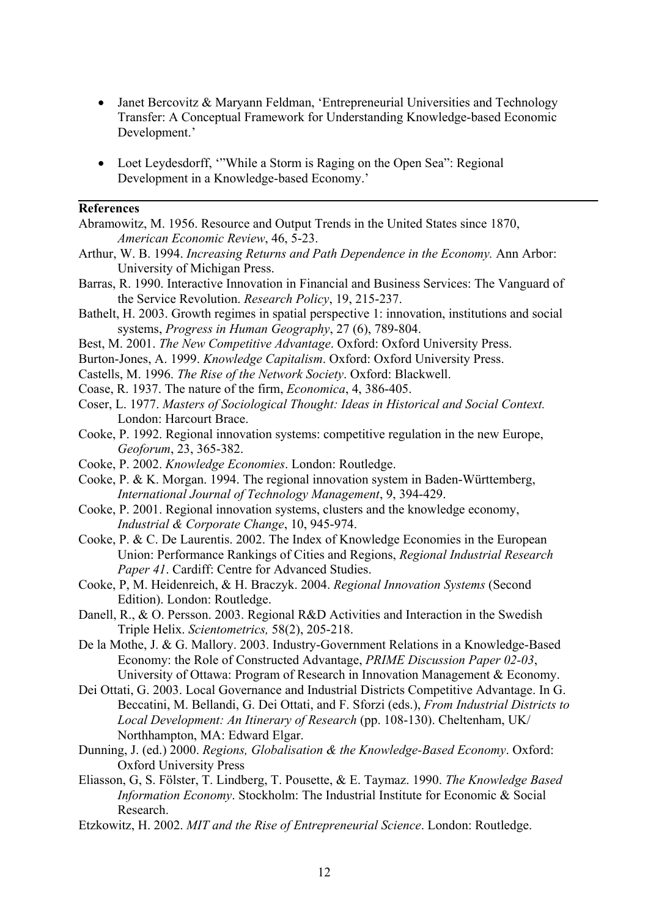- Janet Bercovitz & Maryann Feldman, 'Entrepreneurial Universities and Technology Transfer: A Conceptual Framework for Understanding Knowledge-based Economic Development.'

- Loet Leydesdorff, '"While a Storm is Raging on the Open Sea": Regional Development in a Knowledge-based Economy.'

---

**References**

Abramowitz, M. 1956. Resource and Output Trends in the United States since 1870, *American Economic Review*, 46, 5-23.

Arthur, W. B. 1994. *Increasing Returns and Path Dependence in the Economy.* Ann Arbor: University of Michigan Press.

Barras, R. 1990. Interactive Innovation in Financial and Business Services: The Vanguard of the Service Revolution. *Research Policy*, 19, 215-237.

Bathelt, H. 2003. Growth regimes in spatial perspective 1: innovation, institutions and social systems, *Progress in Human Geography*, 27 (6), 789-804.

Best, M. 2001. *The New Competitive Advantage*. Oxford: Oxford University Press.

Burton-Jones, A. 1999. *Knowledge Capitalism*. Oxford: Oxford University Press.

Castells, M. 1996. *The Rise of the Network Society*. Oxford: Blackwell.

Coase, R. 1937. The nature of the firm, *Economica*, 4, 386-405.

Coser, L. 1977. *Masters of Sociological Thought: Ideas in Historical and Social Context.* London: Harcourt Brace.

Cooke, P. 1992. Regional innovation systems: competitive regulation in the new Europe, *Geoforum*, 23, 365-382.

Cooke, P. 2002. *Knowledge Economies*. London: Routledge.

Cooke, P. & K. Morgan. 1994. The regional innovation system in Baden-Württemberg, *International Journal of Technology Management*, 9, 394-429.

Cooke, P. 2001. Regional innovation systems, clusters and the knowledge economy, *Industrial & Corporate Change*, 10, 945-974.

Cooke, P. & C. De Laurentis. 2002. The Index of Knowledge Economies in the European Union: Performance Rankings of Cities and Regions, *Regional Industrial Research Paper 41*. Cardiff: Centre for Advanced Studies.

Cooke, P, M. Heidenreich, & H. Braczyk. 2004. *Regional Innovation Systems* (Second Edition). London: Routledge.

Danell, R., & O. Persson. 2003. Regional R&D Activities and Interaction in the Swedish Triple Helix. *Scientometrics,* 58(2), 205-218.

De la Mothe, J. & G. Mallory. 2003. Industry-Government Relations in a Knowledge-Based Economy: the Role of Constructed Advantage, *PRIME Discussion Paper 02-03*, University of Ottawa: Program of Research in Innovation Management & Economy.

Dei Ottati, G. 2003. Local Governance and Industrial Districts Competitive Advantage. In G. Beccatini, M. Bellandi, G. Dei Ottati, and F. Sforzi (eds.), *From Industrial Districts to Local Development: An Itinerary of Research* (pp. 108-130). Cheltenham, UK/ Northhampton, MA: Edward Elgar.

Dunning, J. (ed.) 2000. *Regions, Globalisation & the Knowledge-Based Economy*. Oxford: Oxford University Press

Eliasson, G, S. Fölster, T. Lindberg, T. Pousette, & E. Taymaz. 1990. *The Knowledge Based Information Economy*. Stockholm: The Industrial Institute for Economic & Social Research.

Etzkowitz, H. 2002. *MIT and the Rise of Entrepreneurial Science*. London: Routledge.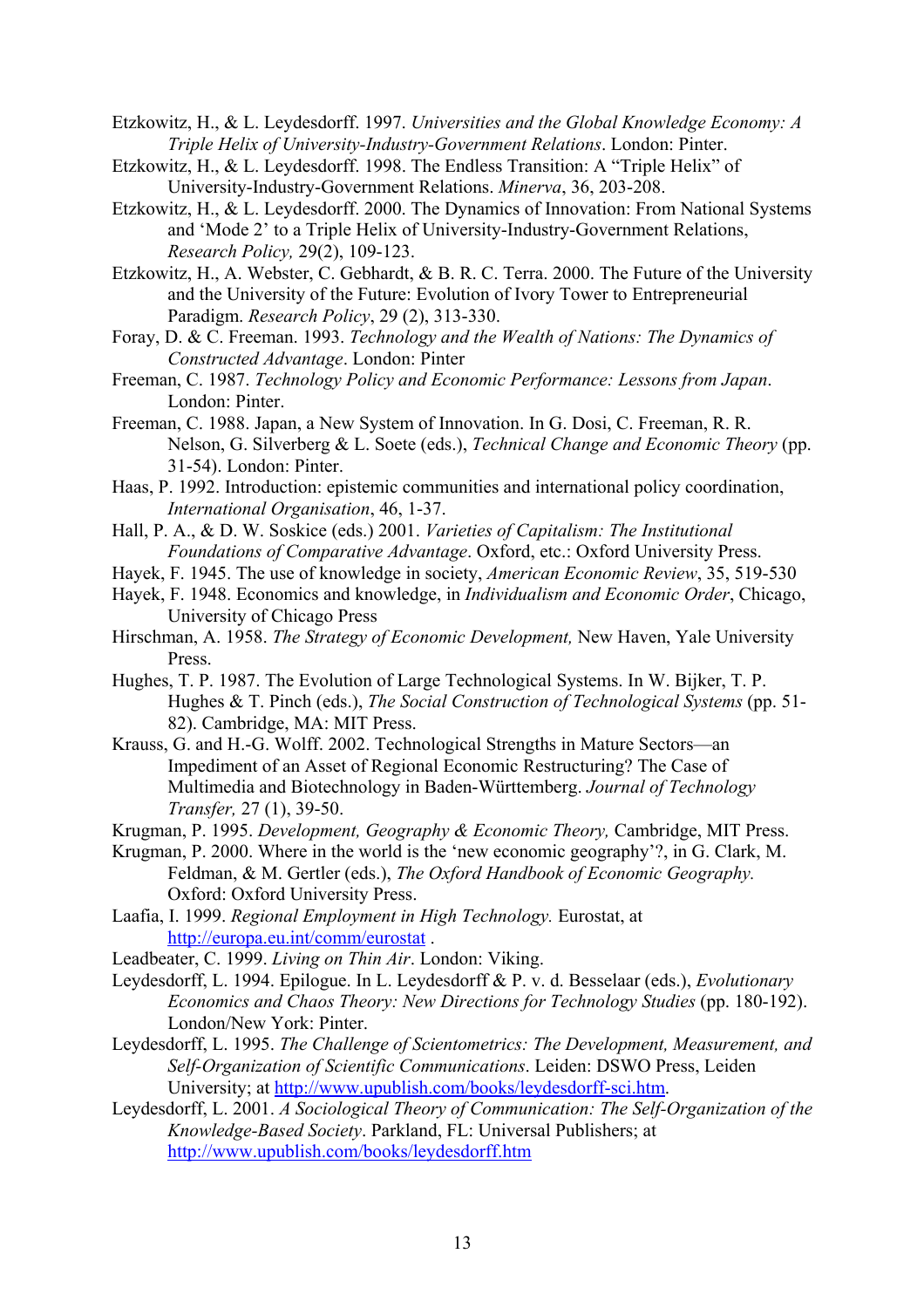Etzkowitz, H., & L. Leydesdorff. 1997. *Universities and the Global Knowledge Economy: A Triple Helix of University-Industry-Government Relations*. London: Pinter.

Etzkowitz, H., & L. Leydesdorff. 1998. The Endless Transition: A "Triple Helix" of University-Industry-Government Relations. *Minerva*, 36, 203-208.

Etzkowitz, H., & L. Leydesdorff. 2000. The Dynamics of Innovation: From National Systems and 'Mode 2' to a Triple Helix of University-Industry-Government Relations, *Research Policy,* 29(2), 109-123.

Etzkowitz, H., A. Webster, C. Gebhardt, & B. R. C. Terra. 2000. The Future of the University and the University of the Future: Evolution of Ivory Tower to Entrepreneurial Paradigm. *Research Policy*, 29 (2), 313-330.

Foray, D. & C. Freeman. 1993. *Technology and the Wealth of Nations: The Dynamics of Constructed Advantage*. London: Pinter

Freeman, C. 1987. *Technology Policy and Economic Performance: Lessons from Japan*. London: Pinter.

Freeman, C. 1988. Japan, a New System of Innovation. In G. Dosi, C. Freeman, R. R. Nelson, G. Silverberg & L. Soete (eds.), *Technical Change and Economic Theory* (pp. 31-54). London: Pinter.

Haas, P. 1992. Introduction: epistemic communities and international policy coordination, *International Organisation*, 46, 1-37.

Hall, P. A., & D. W. Soskice (eds.) 2001. *Varieties of Capitalism: The Institutional Foundations of Comparative Advantage*. Oxford, etc.: Oxford University Press.

Hayek, F. 1945. The use of knowledge in society, *American Economic Review*, 35, 519-530

Hayek, F. 1948. Economics and knowledge, in *Individualism and Economic Order*, Chicago, University of Chicago Press

Hirschman, A. 1958. *The Strategy of Economic Development,* New Haven, Yale University Press.

Hughes, T. P. 1987. The Evolution of Large Technological Systems. In W. Bijker, T. P. Hughes & T. Pinch (eds.), *The Social Construction of Technological Systems* (pp. 51-82). Cambridge, MA: MIT Press.

Krauss, G. and H.-G. Wolff. 2002. Technological Strengths in Mature Sectors—an Impediment of an Asset of Regional Economic Restructuring? The Case of Multimedia and Biotechnology in Baden-Württemberg. *Journal of Technology Transfer,* 27 (1), 39-50.

Krugman, P. 1995. *Development, Geography & Economic Theory,* Cambridge, MIT Press.

Krugman, P. 2000. Where in the world is the 'new economic geography'?, in G. Clark, M. Feldman, & M. Gertler (eds.), *The Oxford Handbook of Economic Geography.* Oxford: Oxford University Press.

Laafia, I. 1999. *Regional Employment in High Technology.* Eurostat, at http://europa.eu.int/comm/eurostat .

Leadbeater, C. 1999. *Living on Thin Air*. London: Viking.

Leydesdorff, L. 1994. Epilogue. In L. Leydesdorff & P. v. d. Besselaar (eds.), *Evolutionary Economics and Chaos Theory: New Directions for Technology Studies* (pp. 180-192). London/New York: Pinter.

Leydesdorff, L. 1995. *The Challenge of Scientometrics: The Development, Measurement, and Self-Organization of Scientific Communications*. Leiden: DSWO Press, Leiden University; at http://www.upublish.com/books/leydesdorff-sci.htm.

Leydesdorff, L. 2001. *A Sociological Theory of Communication: The Self-Organization of the Knowledge-Based Society*. Parkland, FL: Universal Publishers; at http://www.upublish.com/books/leydesdorff.htm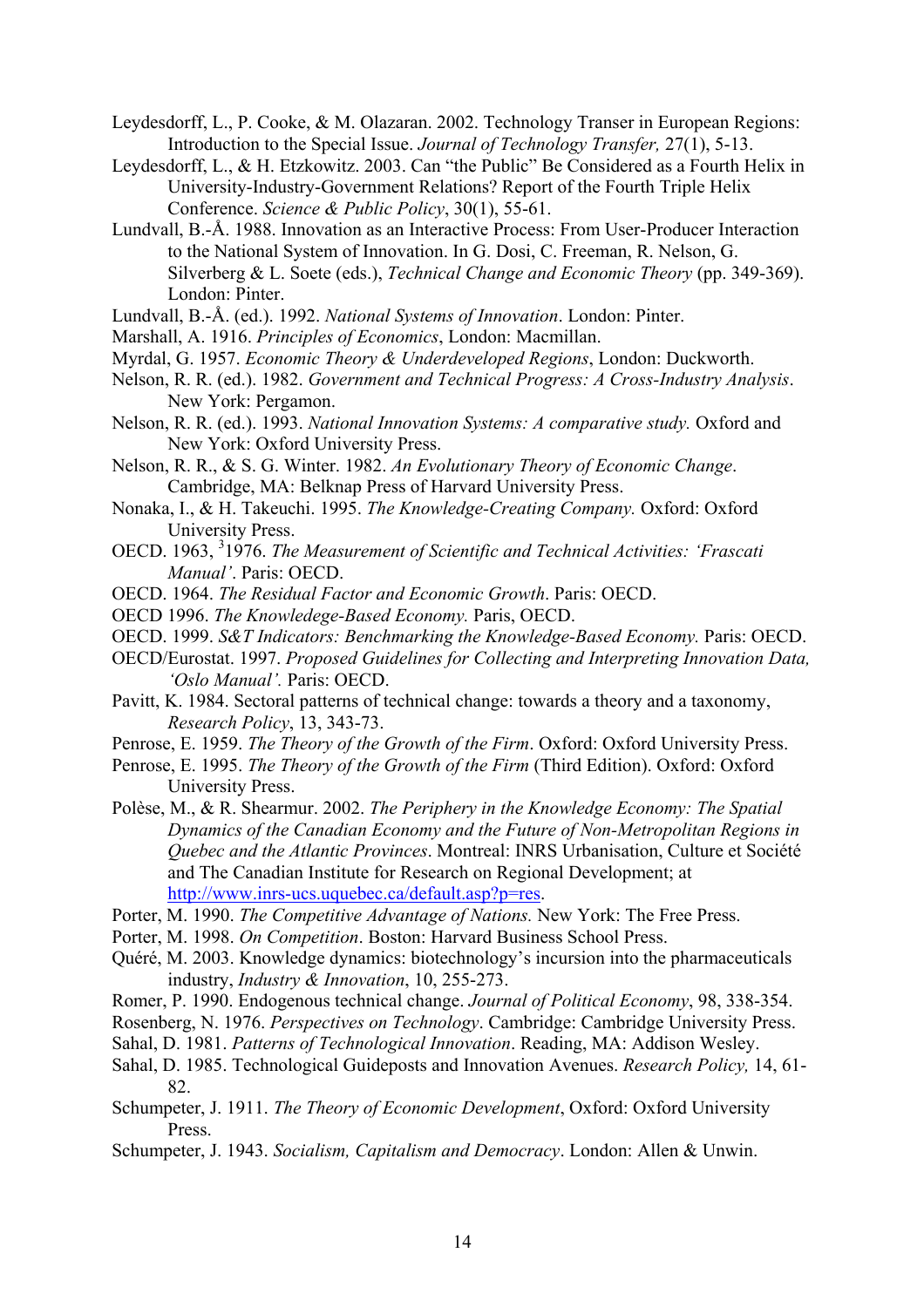Leydesdorff, L., P. Cooke, & M. Olazaran. 2002. Technology Transer in European Regions: Introduction to the Special Issue. *Journal of Technology Transfer,* 27(1), 5-13.

Leydesdorff, L., & H. Etzkowitz. 2003. Can "the Public" Be Considered as a Fourth Helix in University-Industry-Government Relations? Report of the Fourth Triple Helix Conference. *Science & Public Policy*, 30(1), 55-61.

Lundvall, B.-Å. 1988. Innovation as an Interactive Process: From User-Producer Interaction to the National System of Innovation. In G. Dosi, C. Freeman, R. Nelson, G. Silverberg & L. Soete (eds.), *Technical Change and Economic Theory* (pp. 349-369). London: Pinter.

Lundvall, B.-Å. (ed.). 1992. *National Systems of Innovation*. London: Pinter.

Marshall, A. 1916. *Principles of Economics*, London: Macmillan.

Myrdal, G. 1957. *Economic Theory & Underdeveloped Regions*, London: Duckworth.

Nelson, R. R. (ed.). 1982. *Government and Technical Progress: A Cross-Industry Analysis*. New York: Pergamon.

Nelson, R. R. (ed.). 1993. *National Innovation Systems: A comparative study.* Oxford and New York: Oxford University Press.

Nelson, R. R., & S. G. Winter. 1982. *An Evolutionary Theory of Economic Change*. Cambridge, MA: Belknap Press of Harvard University Press.

Nonaka, I., & H. Takeuchi. 1995. *The Knowledge-Creating Company.* Oxford: Oxford University Press.

OECD. 1963, [3]1976. *The Measurement of Scientific and Technical Activities: 'Frascati Manual'*. Paris: OECD.

OECD. 1964. *The Residual Factor and Economic Growth*. Paris: OECD.

OECD 1996. *The Knowledege-Based Economy.* Paris, OECD.

OECD. 1999. *S&T Indicators: Benchmarking the Knowledge-Based Economy.* Paris: OECD.

OECD/Eurostat. 1997. *Proposed Guidelines for Collecting and Interpreting Innovation Data, 'Oslo Manual'.* Paris: OECD.

Pavitt, K. 1984. Sectoral patterns of technical change: towards a theory and a taxonomy, *Research Policy*, 13, 343-73.

Penrose, E. 1959. *The Theory of the Growth of the Firm*. Oxford: Oxford University Press.

Penrose, E. 1995. *The Theory of the Growth of the Firm* (Third Edition). Oxford: Oxford University Press.

Polèse, M., & R. Shearmur. 2002. *The Periphery in the Knowledge Economy: The Spatial Dynamics of the Canadian Economy and the Future of Non-Metropolitan Regions in Quebec and the Atlantic Provinces*. Montreal: INRS Urbanisation, Culture et Société and The Canadian Institute for Research on Regional Development; at http://www.inrs-ucs.uquebec.ca/default.asp?p=res.

Porter, M. 1990. *The Competitive Advantage of Nations.* New York: The Free Press.

Porter, M. 1998. *On Competition*. Boston: Harvard Business School Press.

Quéré, M. 2003. Knowledge dynamics: biotechnology's incursion into the pharmaceuticals industry, *Industry & Innovation*, 10, 255-273.

Romer, P. 1990. Endogenous technical change. *Journal of Political Economy*, 98, 338-354.

Rosenberg, N. 1976. *Perspectives on Technology*. Cambridge: Cambridge University Press.

Sahal, D. 1981. *Patterns of Technological Innovation*. Reading, MA: Addison Wesley.

Sahal, D. 1985. Technological Guideposts and Innovation Avenues. *Research Policy,* 14, 61-82.

Schumpeter, J. 1911. *The Theory of Economic Development*, Oxford: Oxford University Press.

Schumpeter, J. 1943. *Socialism, Capitalism and Democracy*. London: Allen & Unwin.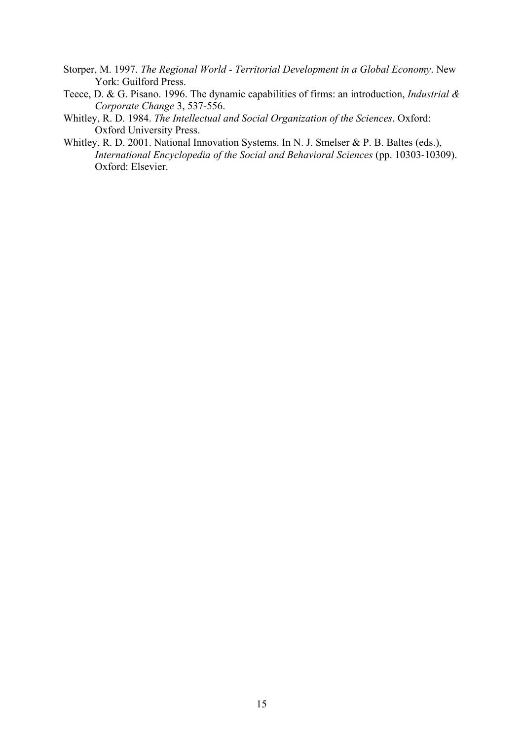Storper, M. 1997. *The Regional World - Territorial Development in a Global Economy*. New York: Guilford Press.

Teece, D. & G. Pisano. 1996. The dynamic capabilities of firms: an introduction, *Industrial & Corporate Change* 3, 537-556.

Whitley, R. D. 1984. *The Intellectual and Social Organization of the Sciences*. Oxford: Oxford University Press.

Whitley, R. D. 2001. National Innovation Systems. In N. J. Smelser & P. B. Baltes (eds.), *International Encyclopedia of the Social and Behavioral Sciences* (pp. 10303-10309). Oxford: Elsevier.